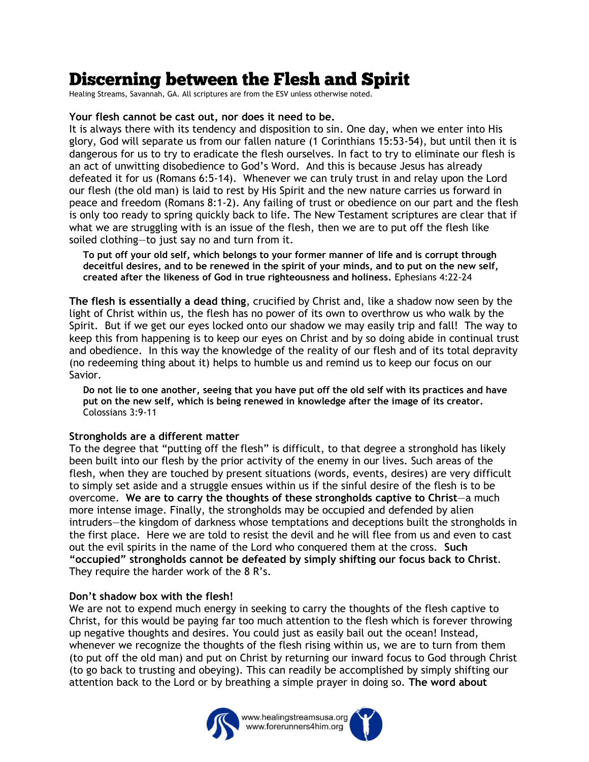# Discerning between the Flesh and Spirit

Healing Streams, Savannah, GA. All scriptures are from the ESV unless otherwise noted.

**Your flesh cannot be cast out, nor does it need to be.**
It is always there with its tendency and disposition to sin. One day, when we enter into His glory, God will separate us from our fallen nature (1 Corinthians 15:53-54), but until then it is dangerous for us to try to eradicate the flesh ourselves. In fact to try to eliminate our flesh is an act of unwitting disobedience to God's Word. And this is because Jesus has already defeated it for us (Romans 6:5-14). Whenever we can truly trust in and relay upon the Lord our flesh (the old man) is laid to rest by His Spirit and the new nature carries us forward in peace and freedom (Romans 8:1-2). Any failing of trust or obedience on our part and the flesh is only too ready to spring quickly back to life. The New Testament scriptures are clear that if what we are struggling with is an issue of the flesh, then we are to put off the flesh like soiled clothing—to just say no and turn from it.

> **To put off your old self, which belongs to your former manner of life and is corrupt through deceitful desires, and to be renewed in the spirit of your minds, and to put on the new self, created after the likeness of God in true righteousness and holiness.** Ephesians 4:22-24

**The flesh is essentially a dead thing**, crucified by Christ and, like a shadow now seen by the light of Christ within us, the flesh has no power of its own to overthrow us who walk by the Spirit. But if we get our eyes locked onto our shadow we may easily trip and fall! The way to keep this from happening is to keep our eyes on Christ and by so doing abide in continual trust and obedience. In this way the knowledge of the reality of our flesh and of its total depravity (no redeeming thing about it) helps to humble us and remind us to keep our focus on our Savior.

> **Do not lie to one another, seeing that you have put off the old self with its practices and have put on the new self, which is being renewed in knowledge after the image of its creator.** Colossians 3:9-11

**Strongholds are a different matter**
To the degree that "putting off the flesh" is difficult, to that degree a stronghold has likely been built into our flesh by the prior activity of the enemy in our lives. Such areas of the flesh, when they are touched by present situations (words, events, desires) are very difficult to simply set aside and a struggle ensues within us if the sinful desire of the flesh is to be overcome. **We are to carry the thoughts of these strongholds captive to Christ**—a much more intense image. Finally, the strongholds may be occupied and defended by alien intruders—the kingdom of darkness whose temptations and deceptions built the strongholds in the first place. Here we are told to resist the devil and he will flee from us and even to cast out the evil spirits in the name of the Lord who conquered them at the cross. **Such "occupied" strongholds cannot be defeated by simply shifting our focus back to Christ**. They require the harder work of the 8 R's.

**Don't shadow box with the flesh!**
We are not to expend much energy in seeking to carry the thoughts of the flesh captive to Christ, for this would be paying far too much attention to the flesh which is forever throwing up negative thoughts and desires. You could just as easily bail out the ocean! Instead, whenever we recognize the thoughts of the flesh rising within us, we are to turn from them (to put off the old man) and put on Christ by returning our inward focus to God through Christ (to go back to trusting and obeying). This can readily be accomplished by simply shifting our attention back to the Lord or by breathing a simple prayer in doing so. **The word about**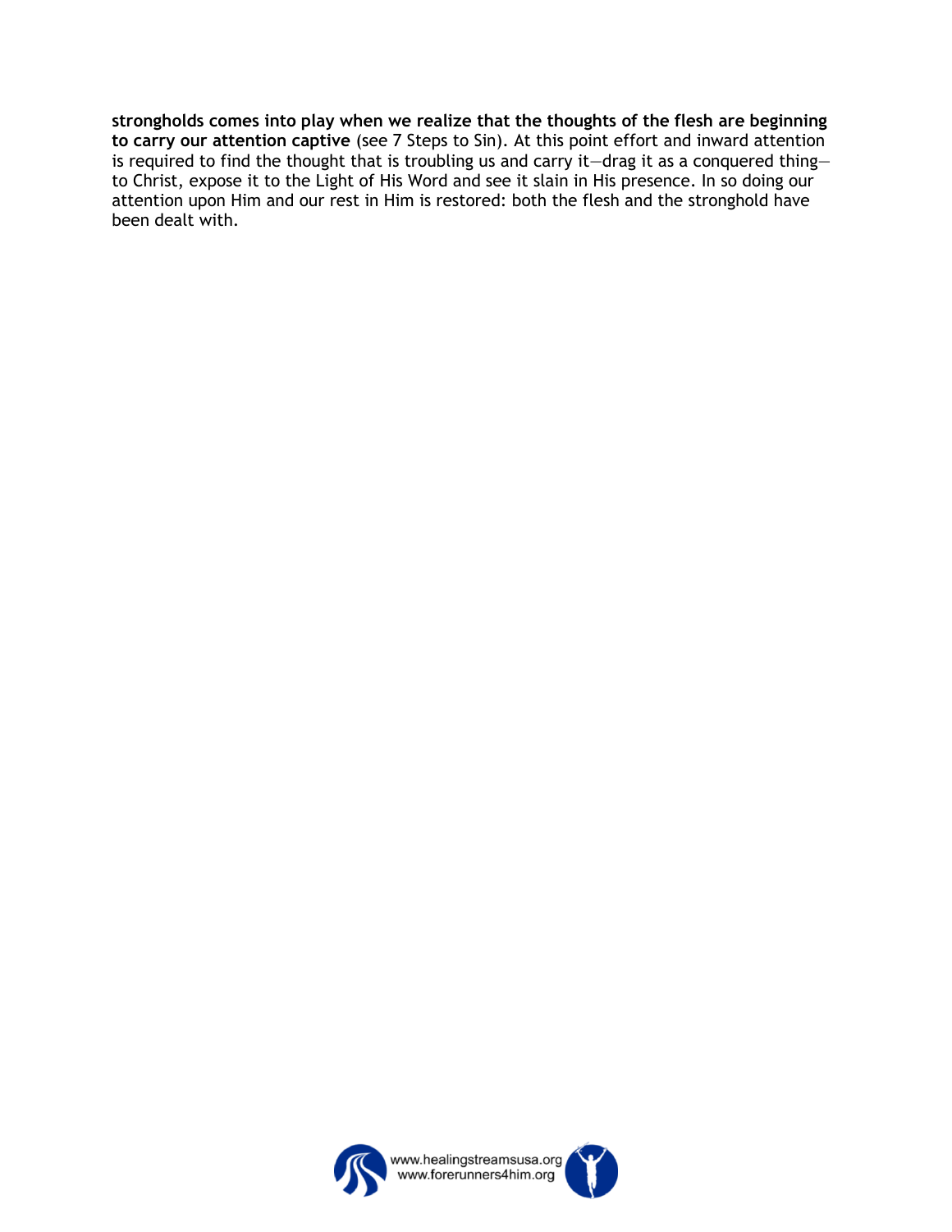**strongholds comes into play when we realize that the thoughts of the flesh are beginning to carry our attention captive** (see 7 Steps to Sin). At this point effort and inward attention is required to find the thought that is troubling us and carry it—drag it as a conquered thing—to Christ, expose it to the Light of His Word and see it slain in His presence. In so doing our attention upon Him and our rest in Him is restored: both the flesh and the stronghold have been dealt with.